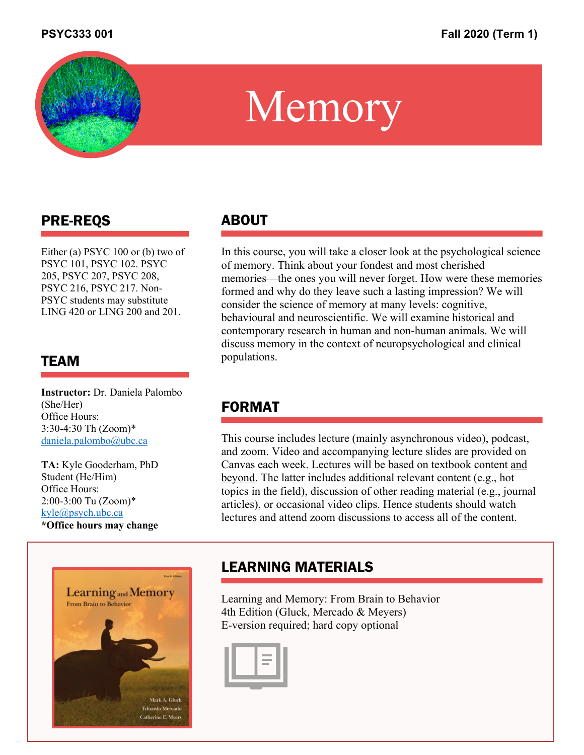**PSYC333 001** **Fall 2020 (Term 1)**

# Memory

## PRE-REQS

Either (a) PSYC 100 or (b) two of PSYC 101, PSYC 102. PSYC 205, PSYC 207, PSYC 208, PSYC 216, PSYC 217. Non-PSYC students may substitute LING 420 or LING 200 and 201.

## TEAM

**Instructor:** Dr. Daniela Palombo (She/Her)
Office Hours:
3:30-4:30 Th (Zoom)*
daniela.palombo@ubc.ca

**TA:** Kyle Gooderham, PhD Student (He/Him)
Office Hours:
2:00-3:00 Tu (Zoom)*
kyle@psych.ubc.ca
**\*Office hours may change**

## ABOUT

In this course, you will take a closer look at the psychological science of memory. Think about your fondest and most cherished memories—the ones you will never forget. How were these memories formed and why do they leave such a lasting impression? We will consider the science of memory at many levels: cognitive, behavioural and neuroscientific. We will examine historical and contemporary research in human and non-human animals. We will discuss memory in the context of neuropsychological and clinical populations.

## FORMAT

This course includes lecture (mainly asynchronous video), podcast, and zoom. Video and accompanying lecture slides are provided on Canvas each week. Lectures will be based on textbook content and beyond. The latter includes additional relevant content (e.g., hot topics in the field), discussion of other reading material (e.g., journal articles), or occasional video clips. Hence students should watch lectures and attend zoom discussions to access all of the content.

## LEARNING MATERIALS

Learning and Memory: From Brain to Behavior
4th Edition (Gluck, Mercado & Meyers)
E-version required; hard copy optional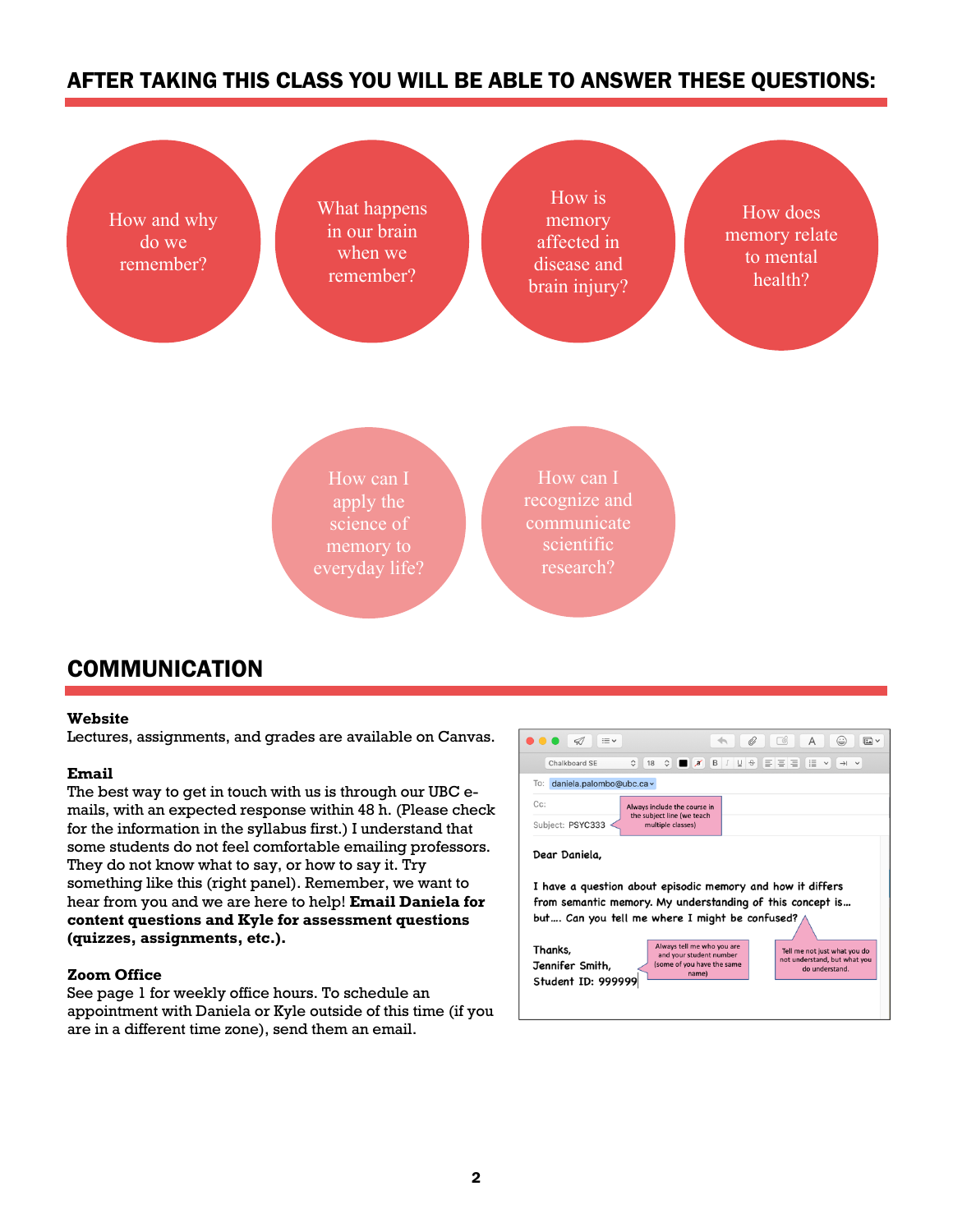## AFTER TAKING THIS CLASS YOU WILL BE ABLE TO ANSWER THESE QUESTIONS:

- How and why do we remember?
- What happens in our brain when we remember?
- How is memory affected in disease and brain injury?
- How does memory relate to mental health?
- How can I apply the science of memory to everyday life?
- How can I recognize and communicate scientific research?

## COMMUNICATION

**Website**
Lectures, assignments, and grades are available on Canvas.

**Email**
The best way to get in touch with us is through our UBC e-mails, with an expected response within 48 h. (Please check for the information in the syllabus first.) I understand that some students do not feel comfortable emailing professors. They do not know what to say, or how to say it. Try something like this (right panel). Remember, we want to hear from you and we are here to help! **Email Daniela for content questions and Kyle for assessment questions (quizzes, assignments, etc.).**

To: daniela.palombo@ubc.ca
Cc:
Subject: PSYC333 — *Always include the course in the subject line (we teach multiple classes)*

Dear Daniela,

I have a question about episodic memory and how it differs from semantic memory. My understanding of this concept is… but…. Can you tell me where I might be confused? — *Tell me not just what you do not understand, but what you do understand.*

Thanks,
Jennifer Smith,
Student ID: 999999 — *Always tell me who you are and your student number (some of you have the same name)*

**Zoom Office**
See page 1 for weekly office hours. To schedule an appointment with Daniela or Kyle outside of this time (if you are in a different time zone), send them an email.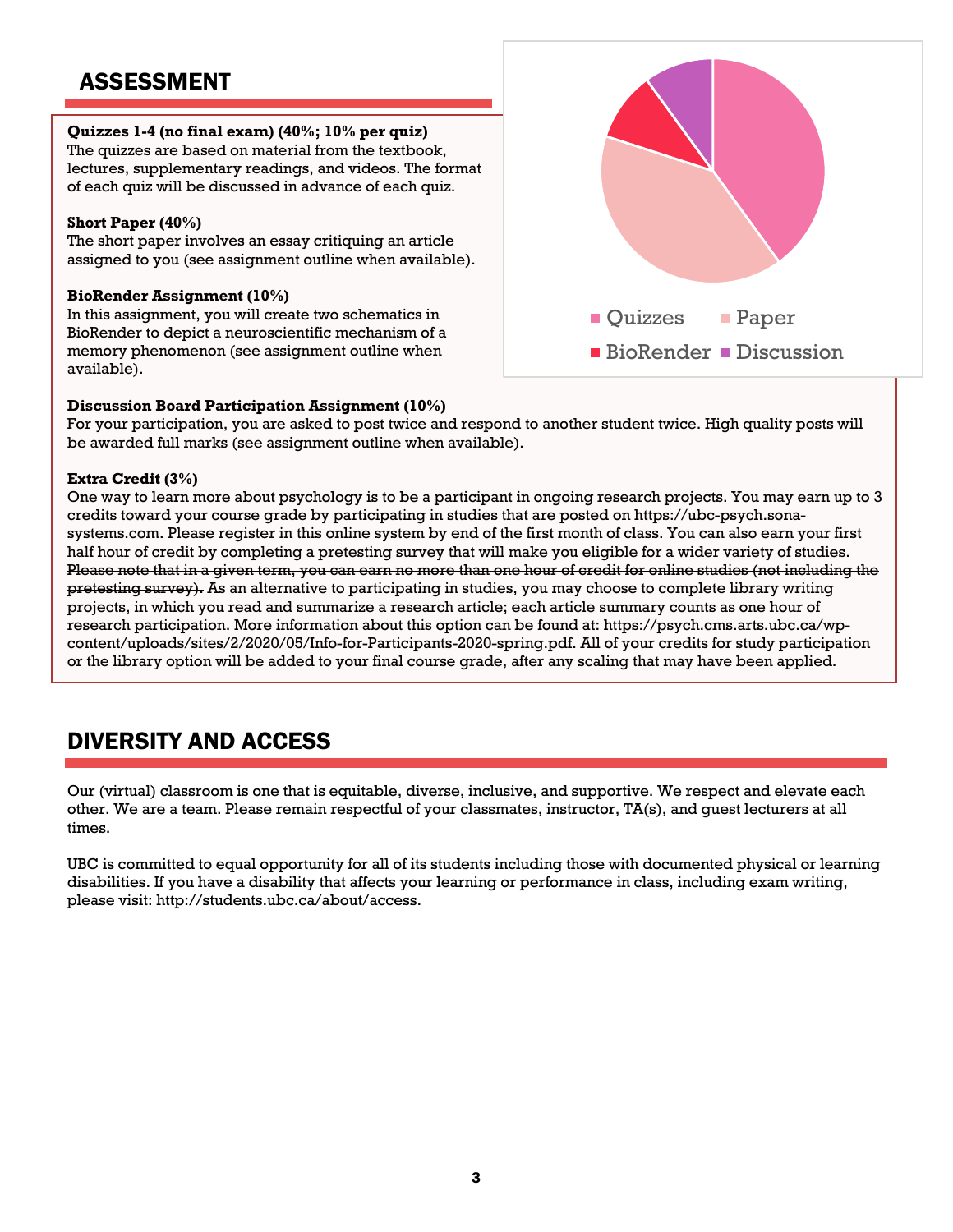## ASSESSMENT

**Quizzes 1-4 (no final exam) (40%; 10% per quiz)**
The quizzes are based on material from the textbook, lectures, supplementary readings, and videos. The format of each quiz will be discussed in advance of each quiz.

**Short Paper (40%)**
The short paper involves an essay critiquing an article assigned to you (see assignment outline when available).

**BioRender Assignment (10%)**
In this assignment, you will create two schematics in BioRender to depict a neuroscientific mechanism of a memory phenomenon (see assignment outline when available).

Quizzes Paper BioRender Discussion

**Discussion Board Participation Assignment (10%)**
For your participation, you are asked to post twice and respond to another student twice. High quality posts will be awarded full marks (see assignment outline when available).

**Extra Credit (3%)**
One way to learn more about psychology is to be a participant in ongoing research projects. You may earn up to 3 credits toward your course grade by participating in studies that are posted on https://ubc-psych.sona-systems.com. Please register in this online system by end of the first month of class. You can also earn your first half hour of credit by completing a pretesting survey that will make you eligible for a wider variety of studies. ~~Please note that in a given term, you can earn no more than one hour of credit for online studies (not including the pretesting survey).~~ As an alternative to participating in studies, you may choose to complete library writing projects, in which you read and summarize a research article; each article summary counts as one hour of research participation. More information about this option can be found at: https://psych.cms.arts.ubc.ca/wp-content/uploads/sites/2/2020/05/Info-for-Participants-2020-spring.pdf. All of your credits for study participation or the library option will be added to your final course grade, after any scaling that may have been applied.

## DIVERSITY AND ACCESS

Our (virtual) classroom is one that is equitable, diverse, inclusive, and supportive. We respect and elevate each other. We are a team. Please remain respectful of your classmates, instructor, TA(s), and guest lecturers at all times.

UBC is committed to equal opportunity for all of its students including those with documented physical or learning disabilities. If you have a disability that affects your learning or performance in class, including exam writing, please visit: http://students.ubc.ca/about/access.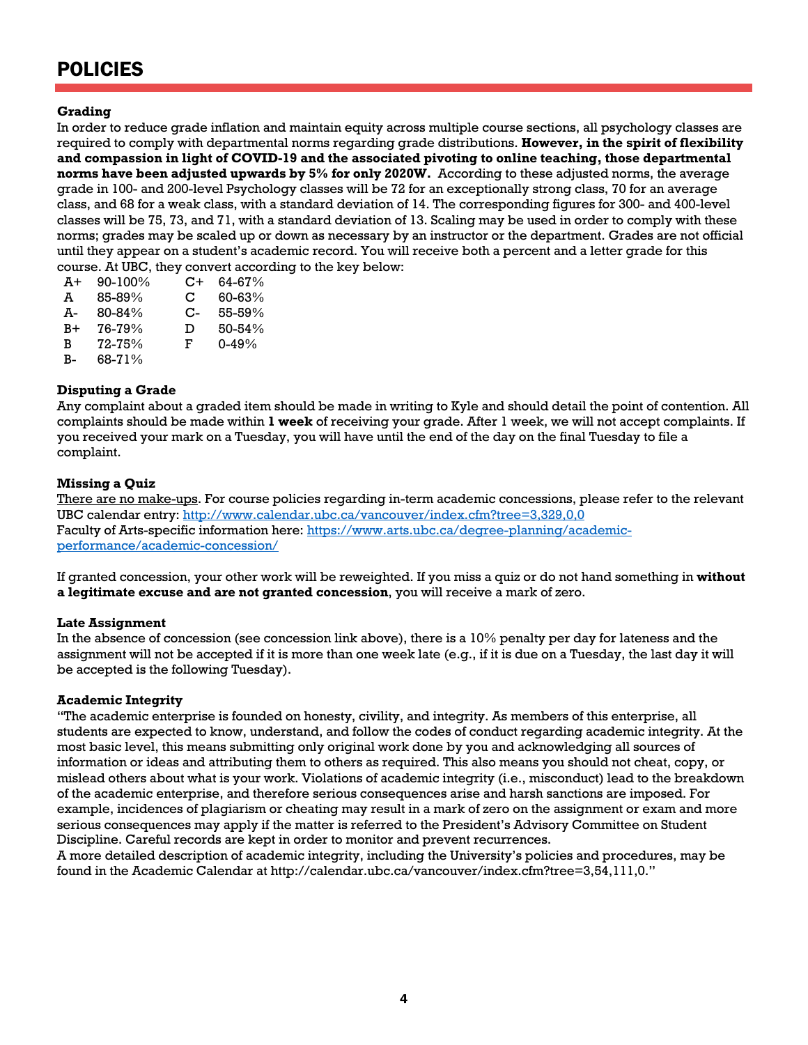# POLICIES

**Grading**

In order to reduce grade inflation and maintain equity across multiple course sections, all psychology classes are required to comply with departmental norms regarding grade distributions. **However, in the spirit of flexibility and compassion in light of COVID-19 and the associated pivoting to online teaching, those departmental norms have been adjusted upwards by 5% for only 2020W.** According to these adjusted norms, the average grade in 100- and 200-level Psychology classes will be 72 for an exceptionally strong class, 70 for an average class, and 68 for a weak class, with a standard deviation of 14. The corresponding figures for 300- and 400-level classes will be 75, 73, and 71, with a standard deviation of 13. Scaling may be used in order to comply with these norms; grades may be scaled up or down as necessary by an instructor or the department. Grades are not official until they appear on a student's academic record. You will receive both a percent and a letter grade for this course. At UBC, they convert according to the key below:

| | | | |
|---|---|---|---|
| A+ | 90-100% | C+ | 64-67% |
| A | 85-89% | C | 60-63% |
| A- | 80-84% | C- | 55-59% |
| B+ | 76-79% | D | 50-54% |
| B | 72-75% | F | 0-49% |
| B- | 68-71% | | |

**Disputing a Grade**

Any complaint about a graded item should be made in writing to Kyle and should detail the point of contention. All complaints should be made within **1 week** of receiving your grade. After 1 week, we will not accept complaints. If you received your mark on a Tuesday, you will have until the end of the day on the final Tuesday to file a complaint.

**Missing a Quiz**

<u>There are no make-ups</u>. For course policies regarding in-term academic concessions, please refer to the relevant UBC calendar entry: [http://www.calendar.ubc.ca/vancouver/index.cfm?tree=3,329,0,0](http://www.calendar.ubc.ca/vancouver/index.cfm?tree=3,329,0,0)
Faculty of Arts-specific information here: [https://www.arts.ubc.ca/degree-planning/academic-performance/academic-concession/](https://www.arts.ubc.ca/degree-planning/academic-performance/academic-concession/)

If granted concession, your other work will be reweighted. If you miss a quiz or do not hand something in **without a legitimate excuse and are not granted concession**, you will receive a mark of zero.

**Late Assignment**

In the absence of concession (see concession link above), there is a 10% penalty per day for lateness and the assignment will not be accepted if it is more than one week late (e.g., if it is due on a Tuesday, the last day it will be accepted is the following Tuesday).

**Academic Integrity**

"The academic enterprise is founded on honesty, civility, and integrity. As members of this enterprise, all students are expected to know, understand, and follow the codes of conduct regarding academic integrity. At the most basic level, this means submitting only original work done by you and acknowledging all sources of information or ideas and attributing them to others as required. This also means you should not cheat, copy, or mislead others about what is your work. Violations of academic integrity (i.e., misconduct) lead to the breakdown of the academic enterprise, and therefore serious consequences arise and harsh sanctions are imposed. For example, incidences of plagiarism or cheating may result in a mark of zero on the assignment or exam and more serious consequences may apply if the matter is referred to the President's Advisory Committee on Student Discipline. Careful records are kept in order to monitor and prevent recurrences.
A more detailed description of academic integrity, including the University's policies and procedures, may be found in the Academic Calendar at http://calendar.ubc.ca/vancouver/index.cfm?tree=3,54,111,0."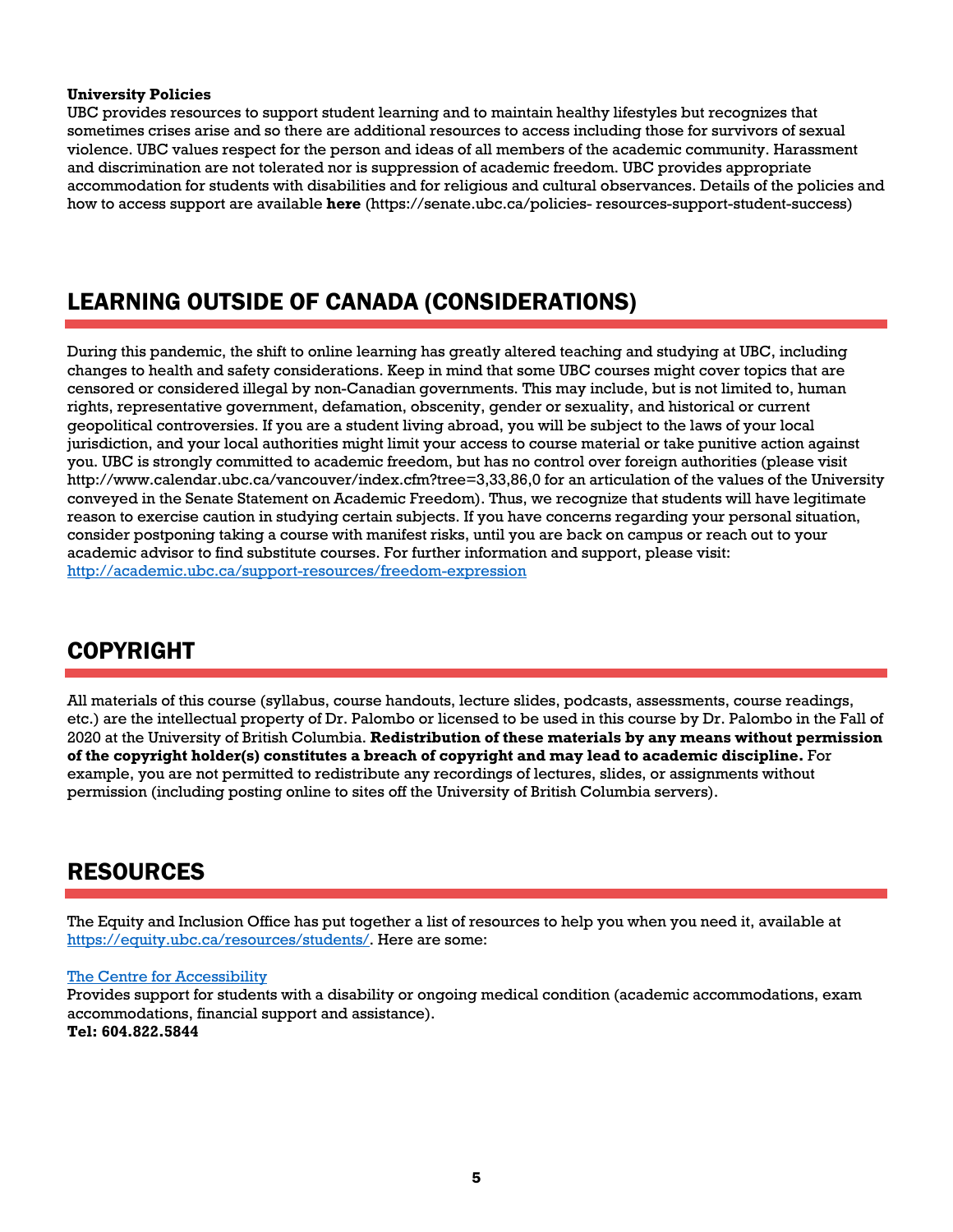**University Policies**
UBC provides resources to support student learning and to maintain healthy lifestyles but recognizes that sometimes crises arise and so there are additional resources to access including those for survivors of sexual violence. UBC values respect for the person and ideas of all members of the academic community. Harassment and discrimination are not tolerated nor is suppression of academic freedom. UBC provides appropriate accommodation for students with disabilities and for religious and cultural observances. Details of the policies and how to access support are available **here** (https://senate.ubc.ca/policies- resources-support-student-success)

## LEARNING OUTSIDE OF CANADA (CONSIDERATIONS)

During this pandemic, the shift to online learning has greatly altered teaching and studying at UBC, including changes to health and safety considerations. Keep in mind that some UBC courses might cover topics that are censored or considered illegal by non-Canadian governments. This may include, but is not limited to, human rights, representative government, defamation, obscenity, gender or sexuality, and historical or current geopolitical controversies. If you are a student living abroad, you will be subject to the laws of your local jurisdiction, and your local authorities might limit your access to course material or take punitive action against you. UBC is strongly committed to academic freedom, but has no control over foreign authorities (please visit http://www.calendar.ubc.ca/vancouver/index.cfm?tree=3,33,86,0 for an articulation of the values of the University conveyed in the Senate Statement on Academic Freedom). Thus, we recognize that students will have legitimate reason to exercise caution in studying certain subjects. If you have concerns regarding your personal situation, consider postponing taking a course with manifest risks, until you are back on campus or reach out to your academic advisor to find substitute courses. For further information and support, please visit: [http://academic.ubc.ca/support-resources/freedom-expression](http://academic.ubc.ca/support-resources/freedom-expression)

## COPYRIGHT

All materials of this course (syllabus, course handouts, lecture slides, podcasts, assessments, course readings, etc.) are the intellectual property of Dr. Palombo or licensed to be used in this course by Dr. Palombo in the Fall of 2020 at the University of British Columbia. **Redistribution of these materials by any means without permission of the copyright holder(s) constitutes a breach of copyright and may lead to academic discipline.** For example, you are not permitted to redistribute any recordings of lectures, slides, or assignments without permission (including posting online to sites off the University of British Columbia servers).

## RESOURCES

The Equity and Inclusion Office has put together a list of resources to help you when you need it, available at [https://equity.ubc.ca/resources/students/](https://equity.ubc.ca/resources/students/). Here are some:

The Centre for Accessibility
Provides support for students with a disability or ongoing medical condition (academic accommodations, exam accommodations, financial support and assistance).
**Tel: 604.822.5844**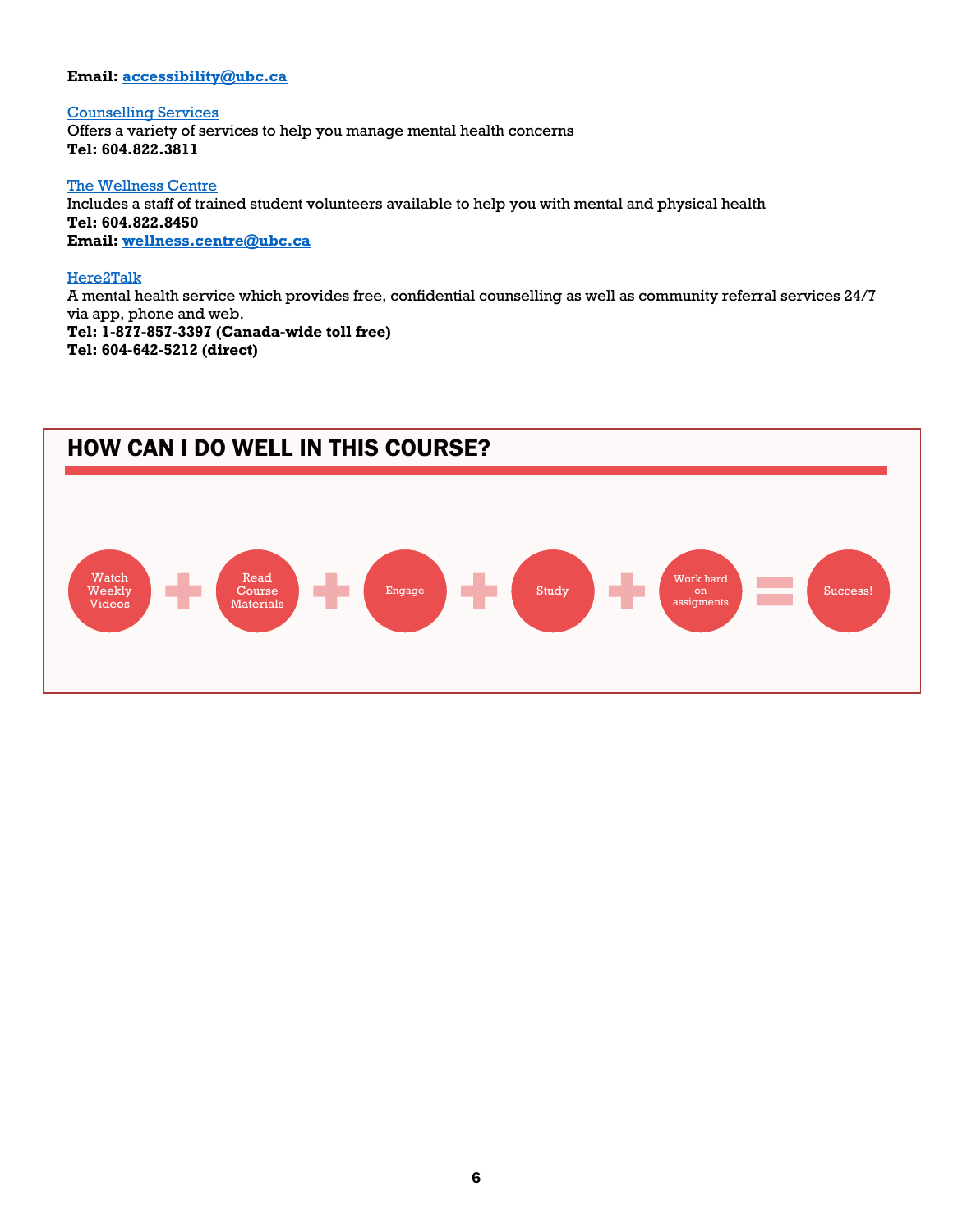**Email: [accessibility@ubc.ca](mailto:accessibility@ubc.ca)**

[Counselling Services](#)
Offers a variety of services to help you manage mental health concerns
**Tel: 604.822.3811**

[The Wellness Centre](#)
Includes a staff of trained student volunteers available to help you with mental and physical health
**Tel: 604.822.8450**
**Email: [wellness.centre@ubc.ca](mailto:wellness.centre@ubc.ca)**

[Here2Talk](#)
A mental health service which provides free, confidential counselling as well as community referral services 24/7 via app, phone and web.
**Tel: 1-877-857-3397 (Canada-wide toll free)**
**Tel: 604-642-5212 (direct)**

## HOW CAN I DO WELL IN THIS COURSE?

Watch Weekly Videos + Read Course Materials + Engage + Study + Work hard on assigments = Success!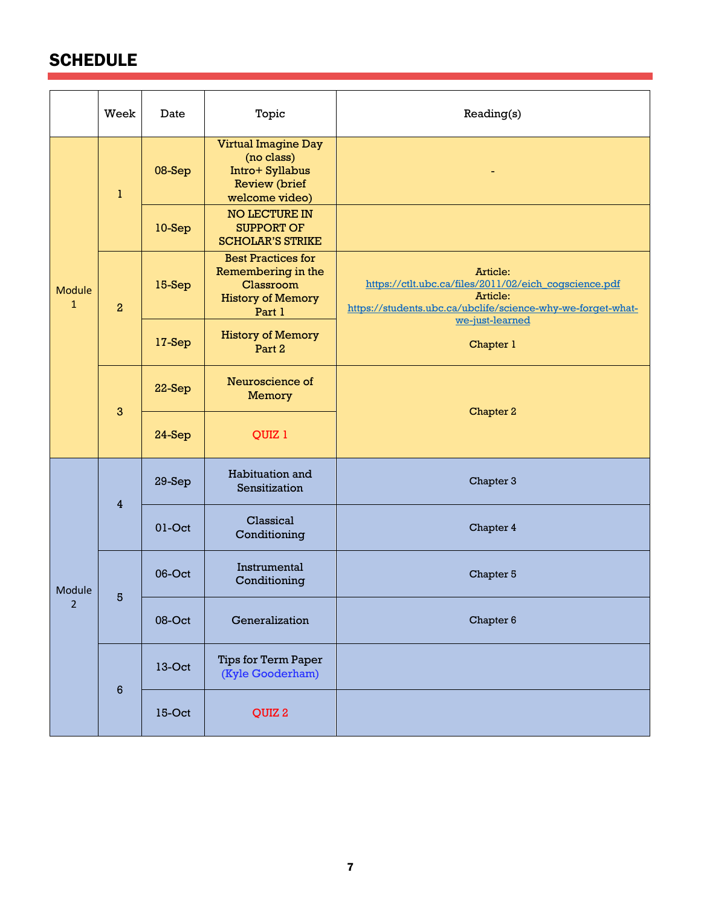## SCHEDULE

| | Week | Date | Topic | Reading(s) |
|---|---|---|---|---|
| Module 1 | 1 | 08-Sep | Virtual Imagine Day (no class) Intro+ Syllabus Review (brief welcome video) | - |
| | | 10-Sep | NO LECTURE IN SUPPORT OF SCHOLAR'S STRIKE | |
| | 2 | 15-Sep | Best Practices for Remembering in the Classroom History of Memory Part 1 | Article: https://ctlt.ubc.ca/files/2011/02/eich_cogscience.pdf Article: https://students.ubc.ca/ubclife/science-why-we-forget-what-we-just-learned Chapter 1 |
| | | 17-Sep | History of Memory Part 2 | |
| | 3 | 22-Sep | Neuroscience of Memory | Chapter 2 |
| | | 24-Sep | QUIZ 1 | |
| Module 2 | 4 | 29-Sep | Habituation and Sensitization | Chapter 3 |
| | | 01-Oct | Classical Conditioning | Chapter 4 |
| | 5 | 06-Oct | Instrumental Conditioning | Chapter 5 |
| | | 08-Oct | Generalization | Chapter 6 |
| | 6 | 13-Oct | Tips for Term Paper (Kyle Gooderham) | |
| | | 15-Oct | QUIZ 2 | |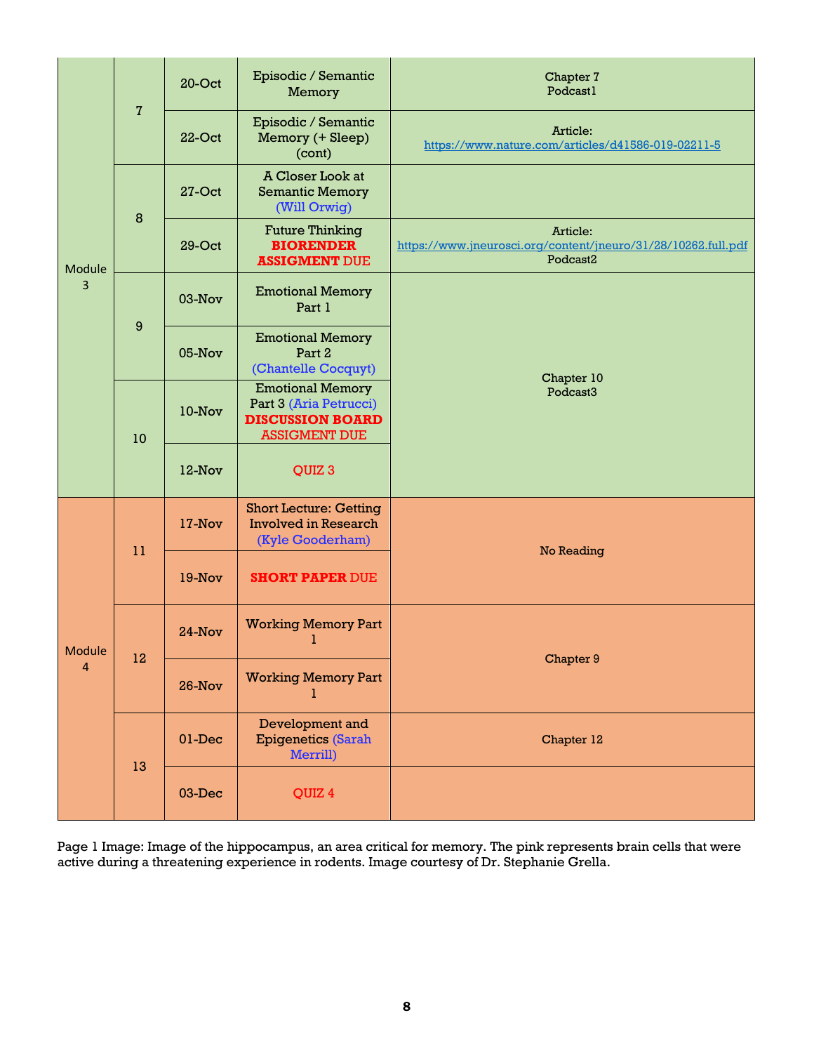| | | | | |
|---|---|---|---|---|
| Module 3 | 7 | 20-Oct | Episodic / Semantic Memory | Chapter 7 Podcast1 |
| | | 22-Oct | Episodic / Semantic Memory (+ Sleep) (cont) | Article: https://www.nature.com/articles/d41586-019-02211-5 |
| | 8 | 27-Oct | A Closer Look at Semantic Memory (Will Orwig) | |
| | | 29-Oct | Future Thinking **BIORENDER ASSIGMENT** DUE | Article: https://www.jneurosci.org/content/jneuro/31/28/10262.full.pdf Podcast2 |
| | 9 | 03-Nov | Emotional Memory Part 1 | Chapter 10 Podcast3 |
| | | 05-Nov | Emotional Memory Part 2 (Chantelle Cocquyt) | |
| | 10 | 10-Nov | Emotional Memory Part 3 (Aria Petrucci) **DISCUSSION BOARD** ASSIGMENT DUE | |
| | | 12-Nov | QUIZ 3 | |
| Module 4 | 11 | 17-Nov | Short Lecture: Getting Involved in Research (Kyle Gooderham) | No Reading |
| | | 19-Nov | **SHORT PAPER** DUE | |
| | 12 | 24-Nov | Working Memory Part 1 | Chapter 9 |
| | | 26-Nov | Working Memory Part 1 | |
| | 13 | 01-Dec | Development and Epigenetics (Sarah Merrill) | Chapter 12 |
| | | 03-Dec | QUIZ 4 | |

Page 1 Image: Image of the hippocampus, an area critical for memory. The pink represents brain cells that were active during a threatening experience in rodents. Image courtesy of Dr. Stephanie Grella.